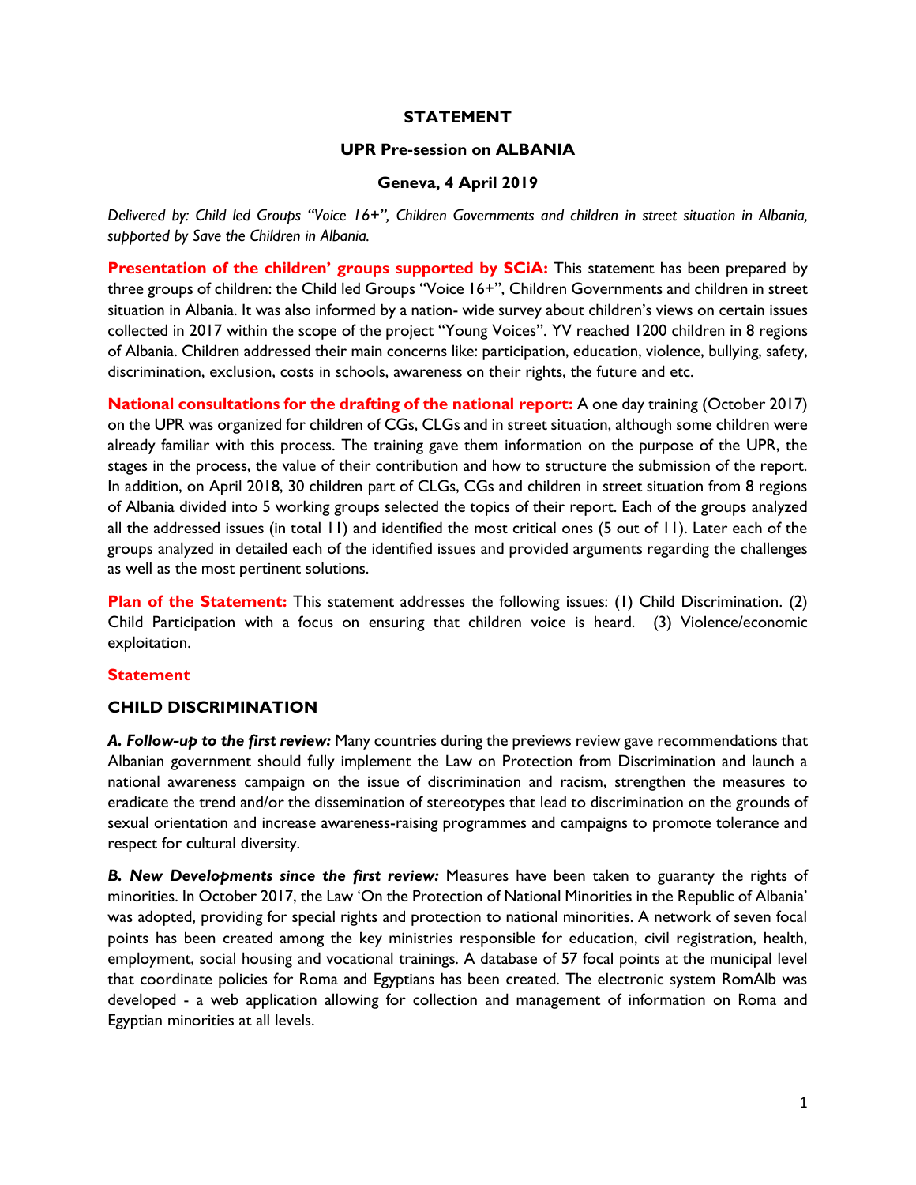**STATEMENT**

**UPR Pre-session on ALBANIA**

**Geneva, 4 April 2019**

*Delivered by: Child led Groups "Voice 16+", Children Governments and children in street situation in Albania, supported by Save the Children in Albania.*

**Presentation of the children' groups supported by SCiA:** This statement has been prepared by three groups of children: the Child led Groups "Voice 16+", Children Governments and children in street situation in Albania. It was also informed by a nation- wide survey about children's views on certain issues collected in 2017 within the scope of the project "Young Voices". YV reached 1200 children in 8 regions of Albania. Children addressed their main concerns like: participation, education, violence, bullying, safety, discrimination, exclusion, costs in schools, awareness on their rights, the future and etc.

**National consultations for the drafting of the national report:** A one day training (October 2017) on the UPR was organized for children of CGs, CLGs and in street situation, although some children were already familiar with this process. The training gave them information on the purpose of the UPR, the stages in the process, the value of their contribution and how to structure the submission of the report. In addition, on April 2018, 30 children part of CLGs, CGs and children in street situation from 8 regions of Albania divided into 5 working groups selected the topics of their report. Each of the groups analyzed all the addressed issues (in total 11) and identified the most critical ones (5 out of 11). Later each of the groups analyzed in detailed each of the identified issues and provided arguments regarding the challenges as well as the most pertinent solutions.

**Plan of the Statement:** This statement addresses the following issues: (1) Child Discrimination. (2) Child Participation with a focus on ensuring that children voice is heard. (3) Violence/economic exploitation.

## Statement

## CHILD DISCRIMINATION

***A. Follow-up to the first review:*** Many countries during the previews review gave recommendations that Albanian government should fully implement the Law on Protection from Discrimination and launch a national awareness campaign on the issue of discrimination and racism, strengthen the measures to eradicate the trend and/or the dissemination of stereotypes that lead to discrimination on the grounds of sexual orientation and increase awareness-raising programmes and campaigns to promote tolerance and respect for cultural diversity.

***B. New Developments since the first review:*** Measures have been taken to guaranty the rights of minorities. In October 2017, the Law 'On the Protection of National Minorities in the Republic of Albania' was adopted, providing for special rights and protection to national minorities. A network of seven focal points has been created among the key ministries responsible for education, civil registration, health, employment, social housing and vocational trainings. A database of 57 focal points at the municipal level that coordinate policies for Roma and Egyptians has been created. The electronic system RomAlb was developed - a web application allowing for collection and management of information on Roma and Egyptian minorities at all levels.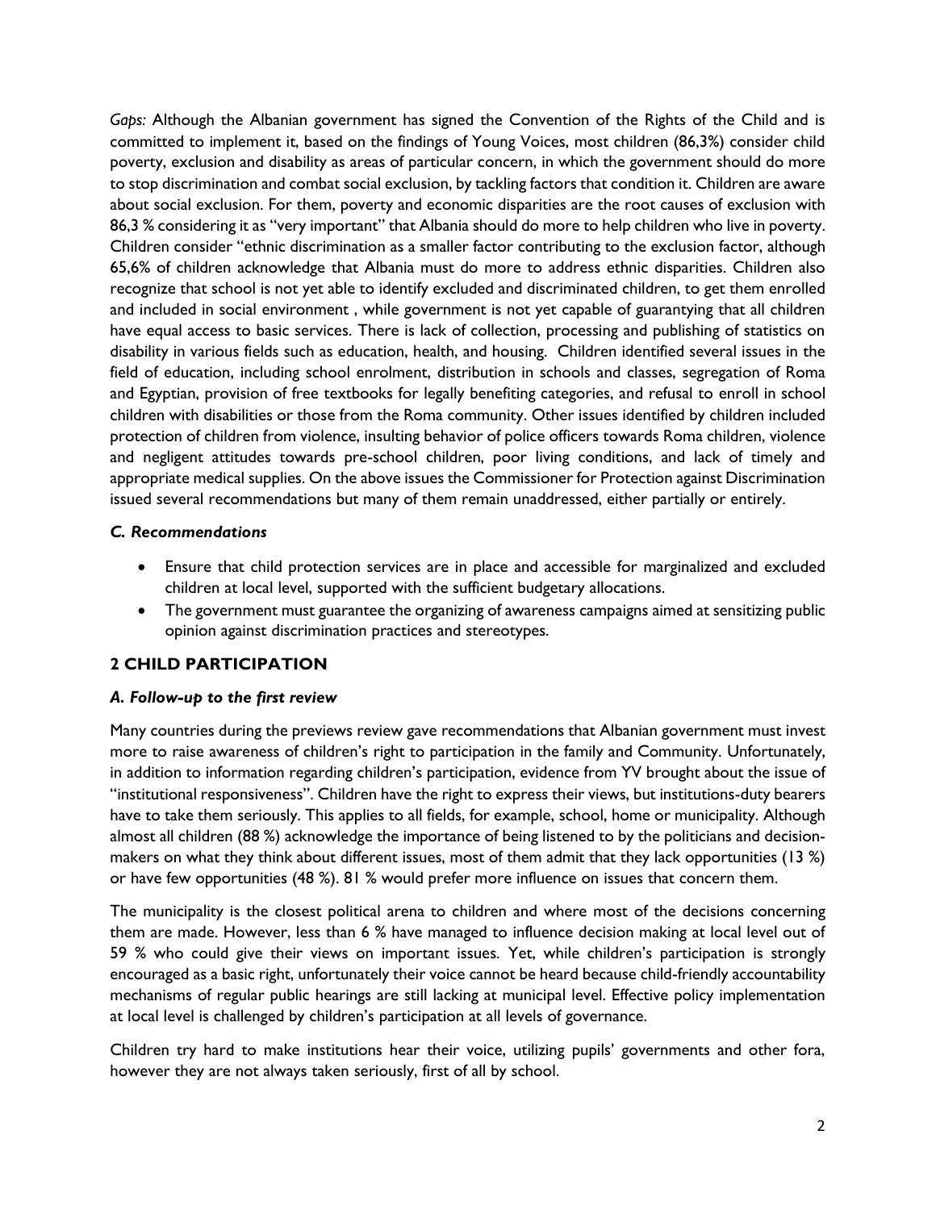*Gaps:* Although the Albanian government has signed the Convention of the Rights of the Child and is committed to implement it, based on the findings of Young Voices, most children (86,3%) consider child poverty, exclusion and disability as areas of particular concern, in which the government should do more to stop discrimination and combat social exclusion, by tackling factors that condition it. Children are aware about social exclusion. For them, poverty and economic disparities are the root causes of exclusion with 86,3 % considering it as "very important" that Albania should do more to help children who live in poverty. Children consider "ethnic discrimination as a smaller factor contributing to the exclusion factor, although 65,6% of children acknowledge that Albania must do more to address ethnic disparities. Children also recognize that school is not yet able to identify excluded and discriminated children, to get them enrolled and included in social environment , while government is not yet capable of guarantying that all children have equal access to basic services. There is lack of collection, processing and publishing of statistics on disability in various fields such as education, health, and housing. Children identified several issues in the field of education, including school enrolment, distribution in schools and classes, segregation of Roma and Egyptian, provision of free textbooks for legally benefiting categories, and refusal to enroll in school children with disabilities or those from the Roma community. Other issues identified by children included protection of children from violence, insulting behavior of police officers towards Roma children, violence and negligent attitudes towards pre-school children, poor living conditions, and lack of timely and appropriate medical supplies. On the above issues the Commissioner for Protection against Discrimination issued several recommendations but many of them remain unaddressed, either partially or entirely.

### *C. Recommendations*

- Ensure that child protection services are in place and accessible for marginalized and excluded children at local level, supported with the sufficient budgetary allocations.
- The government must guarantee the organizing of awareness campaigns aimed at sensitizing public opinion against discrimination practices and stereotypes.

## 2 CHILD PARTICIPATION

### *A. Follow-up to the first review*

Many countries during the previews review gave recommendations that Albanian government must invest more to raise awareness of children's right to participation in the family and Community. Unfortunately, in addition to information regarding children's participation, evidence from YV brought about the issue of "institutional responsiveness". Children have the right to express their views, but institutions-duty bearers have to take them seriously. This applies to all fields, for example, school, home or municipality. Although almost all children (88 %) acknowledge the importance of being listened to by the politicians and decision-makers on what they think about different issues, most of them admit that they lack opportunities (13 %) or have few opportunities (48 %). 81 % would prefer more influence on issues that concern them.

The municipality is the closest political arena to children and where most of the decisions concerning them are made. However, less than 6 % have managed to influence decision making at local level out of 59 % who could give their views on important issues. Yet, while children's participation is strongly encouraged as a basic right, unfortunately their voice cannot be heard because child-friendly accountability mechanisms of regular public hearings are still lacking at municipal level. Effective policy implementation at local level is challenged by children's participation at all levels of governance.

Children try hard to make institutions hear their voice, utilizing pupils' governments and other fora, however they are not always taken seriously, first of all by school.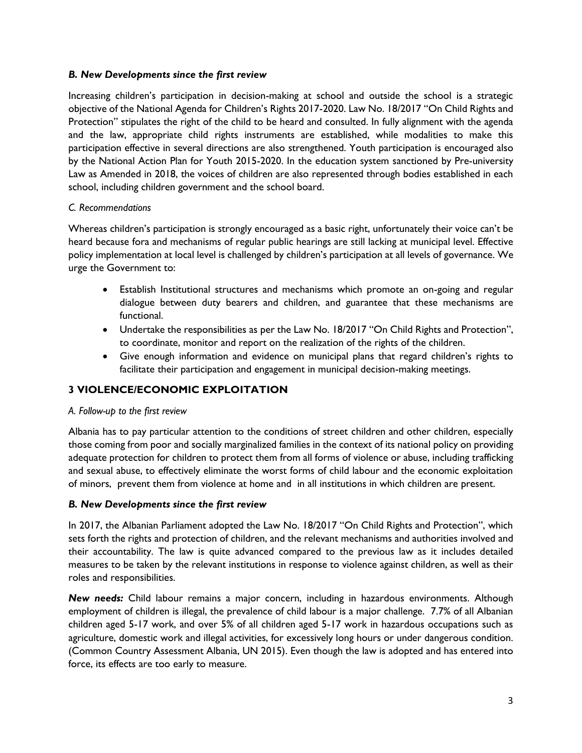### *B. New Developments since the first review*

Increasing children's participation in decision-making at school and outside the school is a strategic objective of the National Agenda for Children's Rights 2017-2020. Law No. 18/2017 "On Child Rights and Protection" stipulates the right of the child to be heard and consulted. In fully alignment with the agenda and the law, appropriate child rights instruments are established, while modalities to make this participation effective in several directions are also strengthened. Youth participation is encouraged also by the National Action Plan for Youth 2015-2020. In the education system sanctioned by Pre-university Law as Amended in 2018, the voices of children are also represented through bodies established in each school, including children government and the school board.

### *C. Recommendations*

Whereas children's participation is strongly encouraged as a basic right, unfortunately their voice can't be heard because fora and mechanisms of regular public hearings are still lacking at municipal level. Effective policy implementation at local level is challenged by children's participation at all levels of governance. We urge the Government to:

- Establish Institutional structures and mechanisms which promote an on-going and regular dialogue between duty bearers and children, and guarantee that these mechanisms are functional.
- Undertake the responsibilities as per the Law No. 18/2017 "On Child Rights and Protection", to coordinate, monitor and report on the realization of the rights of the children.
- Give enough information and evidence on municipal plans that regard children's rights to facilitate their participation and engagement in municipal decision-making meetings.

## 3 VIOLENCE/ECONOMIC EXPLOITATION

### *A. Follow-up to the first review*

Albania has to pay particular attention to the conditions of street children and other children, especially those coming from poor and socially marginalized families in the context of its national policy on providing adequate protection for children to protect them from all forms of violence or abuse, including trafficking and sexual abuse, to effectively eliminate the worst forms of child labour and the economic exploitation of minors, prevent them from violence at home and in all institutions in which children are present.

### *B. New Developments since the first review*

In 2017, the Albanian Parliament adopted the Law No. 18/2017 "On Child Rights and Protection", which sets forth the rights and protection of children, and the relevant mechanisms and authorities involved and their accountability. The law is quite advanced compared to the previous law as it includes detailed measures to be taken by the relevant institutions in response to violence against children, as well as their roles and responsibilities.

***New needs:*** Child labour remains a major concern, including in hazardous environments. Although employment of children is illegal, the prevalence of child labour is a major challenge. 7.7% of all Albanian children aged 5-17 work, and over 5% of all children aged 5-17 work in hazardous occupations such as agriculture, domestic work and illegal activities, for excessively long hours or under dangerous condition. (Common Country Assessment Albania, UN 2015). Even though the law is adopted and has entered into force, its effects are too early to measure.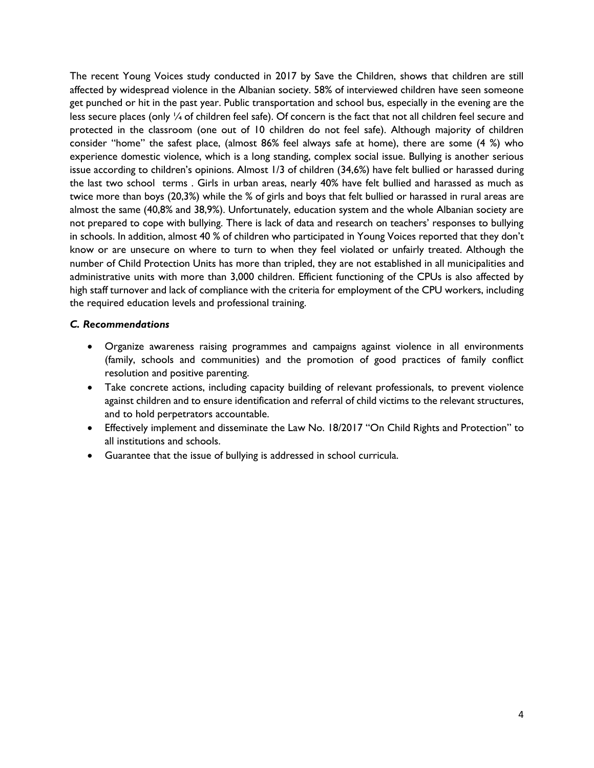The recent Young Voices study conducted in 2017 by Save the Children, shows that children are still affected by widespread violence in the Albanian society. 58% of interviewed children have seen someone get punched or hit in the past year. Public transportation and school bus, especially in the evening are the less secure places (only ¼ of children feel safe). Of concern is the fact that not all children feel secure and protected in the classroom (one out of 10 children do not feel safe). Although majority of children consider "home" the safest place, (almost 86% feel always safe at home), there are some (4 %) who experience domestic violence, which is a long standing, complex social issue. Bullying is another serious issue according to children's opinions. Almost 1/3 of children (34,6%) have felt bullied or harassed during the last two school terms . Girls in urban areas, nearly 40% have felt bullied and harassed as much as twice more than boys (20,3%) while the % of girls and boys that felt bullied or harassed in rural areas are almost the same (40,8% and 38,9%). Unfortunately, education system and the whole Albanian society are not prepared to cope with bullying. There is lack of data and research on teachers' responses to bullying in schools. In addition, almost 40 % of children who participated in Young Voices reported that they don't know or are unsecure on where to turn to when they feel violated or unfairly treated. Although the number of Child Protection Units has more than tripled, they are not established in all municipalities and administrative units with more than 3,000 children. Efficient functioning of the CPUs is also affected by high staff turnover and lack of compliance with the criteria for employment of the CPU workers, including the required education levels and professional training.

### *C. Recommendations*

- Organize awareness raising programmes and campaigns against violence in all environments (family, schools and communities) and the promotion of good practices of family conflict resolution and positive parenting.
- Take concrete actions, including capacity building of relevant professionals, to prevent violence against children and to ensure identification and referral of child victims to the relevant structures, and to hold perpetrators accountable.
- Effectively implement and disseminate the Law No. 18/2017 "On Child Rights and Protection" to all institutions and schools.
- Guarantee that the issue of bullying is addressed in school curricula.